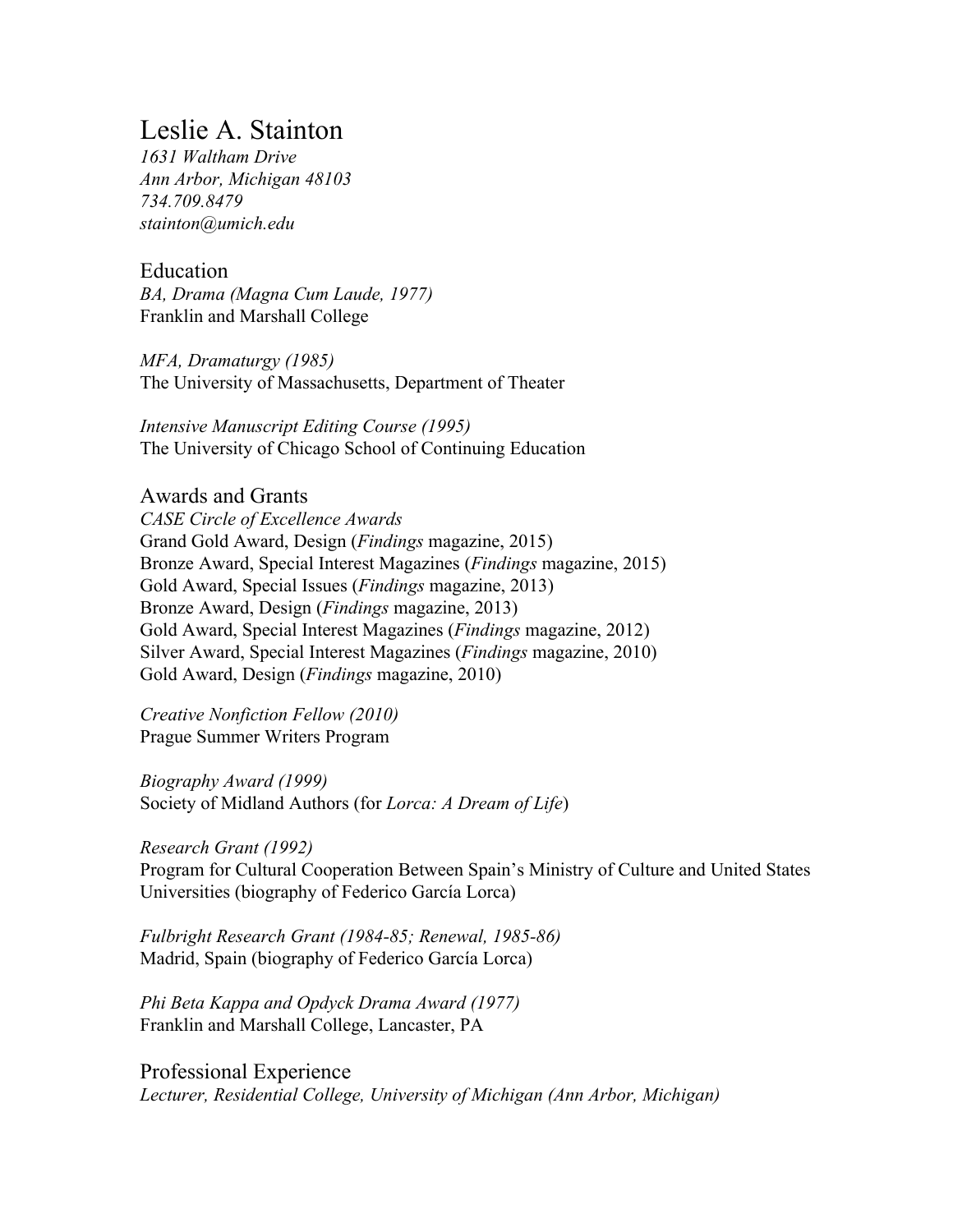# Leslie A. Stainton

*1631 Waltham Drive*
*Ann Arbor, Michigan 48103*
*734.709.8479*
*stainton@umich.edu*

## Education

*BA, Drama (Magna Cum Laude, 1977)*
Franklin and Marshall College

*MFA, Dramaturgy (1985)*
The University of Massachusetts, Department of Theater

*Intensive Manuscript Editing Course (1995)*
The University of Chicago School of Continuing Education

## Awards and Grants

*CASE Circle of Excellence Awards*
Grand Gold Award, Design (*Findings* magazine, 2015)
Bronze Award, Special Interest Magazines (*Findings* magazine, 2015)
Gold Award, Special Issues (*Findings* magazine, 2013)
Bronze Award, Design (*Findings* magazine, 2013)
Gold Award, Special Interest Magazines (*Findings* magazine, 2012)
Silver Award, Special Interest Magazines (*Findings* magazine, 2010)
Gold Award, Design (*Findings* magazine, 2010)

*Creative Nonfiction Fellow (2010)*
Prague Summer Writers Program

*Biography Award (1999)*
Society of Midland Authors (for *Lorca: A Dream of Life*)

*Research Grant (1992)*
Program for Cultural Cooperation Between Spain's Ministry of Culture and United States Universities (biography of Federico García Lorca)

*Fulbright Research Grant (1984-85; Renewal, 1985-86)*
Madrid, Spain (biography of Federico García Lorca)

*Phi Beta Kappa and Opdyck Drama Award (1977)*
Franklin and Marshall College, Lancaster, PA

## Professional Experience

*Lecturer, Residential College, University of Michigan (Ann Arbor, Michigan)*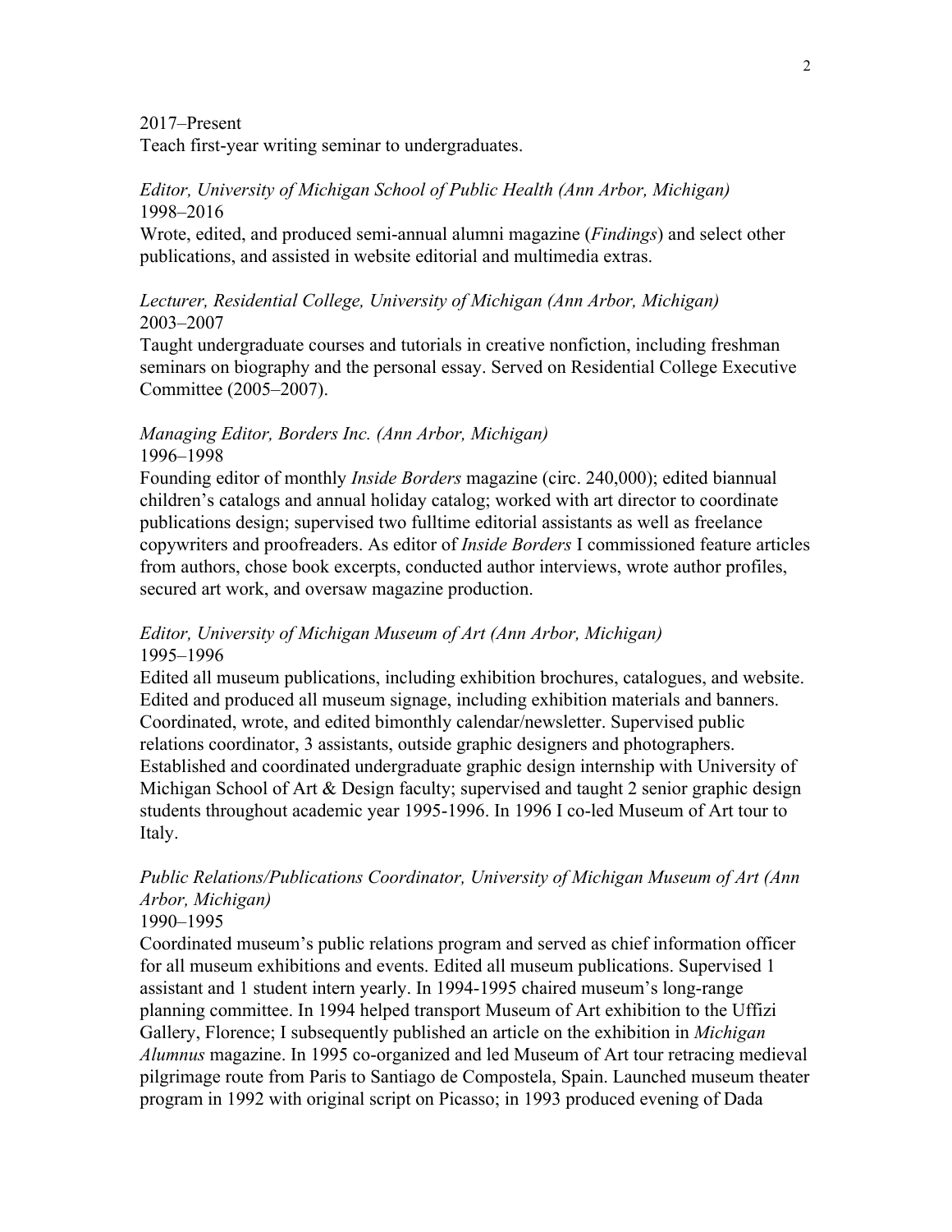2017–Present
Teach first-year writing seminar to undergraduates.

*Editor, University of Michigan School of Public Health (Ann Arbor, Michigan)*
1998–2016
Wrote, edited, and produced semi-annual alumni magazine (*Findings*) and select other publications, and assisted in website editorial and multimedia extras.

*Lecturer, Residential College, University of Michigan (Ann Arbor, Michigan)*
2003–2007
Taught undergraduate courses and tutorials in creative nonfiction, including freshman seminars on biography and the personal essay. Served on Residential College Executive Committee (2005–2007).

*Managing Editor, Borders Inc. (Ann Arbor, Michigan)*
1996–1998
Founding editor of monthly *Inside Borders* magazine (circ. 240,000); edited biannual children's catalogs and annual holiday catalog; worked with art director to coordinate publications design; supervised two fulltime editorial assistants as well as freelance copywriters and proofreaders. As editor of *Inside Borders* I commissioned feature articles from authors, chose book excerpts, conducted author interviews, wrote author profiles, secured art work, and oversaw magazine production.

*Editor, University of Michigan Museum of Art (Ann Arbor, Michigan)*
1995–1996
Edited all museum publications, including exhibition brochures, catalogues, and website. Edited and produced all museum signage, including exhibition materials and banners. Coordinated, wrote, and edited bimonthly calendar/newsletter. Supervised public relations coordinator, 3 assistants, outside graphic designers and photographers. Established and coordinated undergraduate graphic design internship with University of Michigan School of Art & Design faculty; supervised and taught 2 senior graphic design students throughout academic year 1995-1996. In 1996 I co-led Museum of Art tour to Italy.

*Public Relations/Publications Coordinator, University of Michigan Museum of Art (Ann Arbor, Michigan)*
1990–1995
Coordinated museum's public relations program and served as chief information officer for all museum exhibitions and events. Edited all museum publications. Supervised 1 assistant and 1 student intern yearly. In 1994-1995 chaired museum's long-range planning committee. In 1994 helped transport Museum of Art exhibition to the Uffizi Gallery, Florence; I subsequently published an article on the exhibition in *Michigan Alumnus* magazine. In 1995 co-organized and led Museum of Art tour retracing medieval pilgrimage route from Paris to Santiago de Compostela, Spain. Launched museum theater program in 1992 with original script on Picasso; in 1993 produced evening of Dada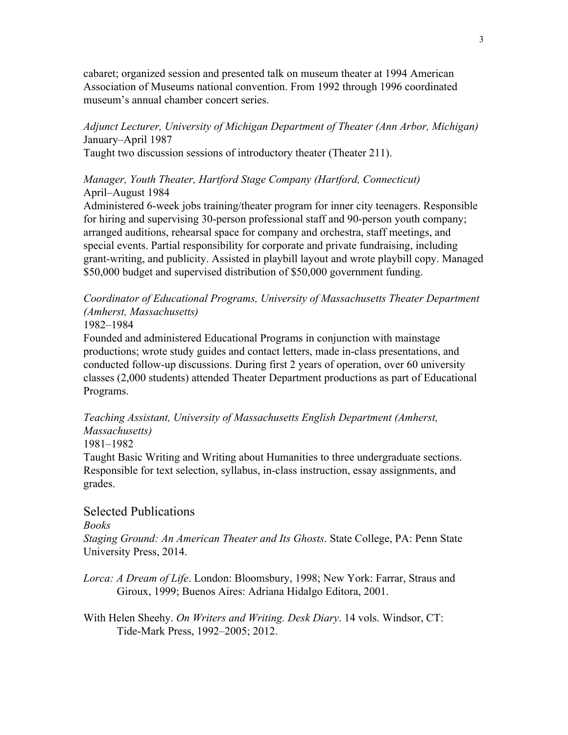cabaret; organized session and presented talk on museum theater at 1994 American Association of Museums national convention. From 1992 through 1996 coordinated museum's annual chamber concert series.

*Adjunct Lecturer, University of Michigan Department of Theater (Ann Arbor, Michigan)*
January–April 1987
Taught two discussion sessions of introductory theater (Theater 211).

*Manager, Youth Theater, Hartford Stage Company (Hartford, Connecticut)*
April–August 1984
Administered 6-week jobs training/theater program for inner city teenagers. Responsible for hiring and supervising 30-person professional staff and 90-person youth company; arranged auditions, rehearsal space for company and orchestra, staff meetings, and special events. Partial responsibility for corporate and private fundraising, including grant-writing, and publicity. Assisted in playbill layout and wrote playbill copy. Managed $50,000 budget and supervised distribution of $50,000 government funding.

*Coordinator of Educational Programs, University of Massachusetts Theater Department (Amherst, Massachusetts)*
1982–1984
Founded and administered Educational Programs in conjunction with mainstage productions; wrote study guides and contact letters, made in-class presentations, and conducted follow-up discussions. During first 2 years of operation, over 60 university classes (2,000 students) attended Theater Department productions as part of Educational Programs.

*Teaching Assistant, University of Massachusetts English Department (Amherst, Massachusetts)*
1981–1982
Taught Basic Writing and Writing about Humanities to three undergraduate sections. Responsible for text selection, syllabus, in-class instruction, essay assignments, and grades.

## Selected Publications

*Books*

*Staging Ground: An American Theater and Its Ghosts*. State College, PA: Penn State University Press, 2014.

*Lorca: A Dream of Life*. London: Bloomsbury, 1998; New York: Farrar, Straus and Giroux, 1999; Buenos Aires: Adriana Hidalgo Editora, 2001.

With Helen Sheehy. *On Writers and Writing. Desk Diary*. 14 vols. Windsor, CT: Tide-Mark Press, 1992–2005; 2012.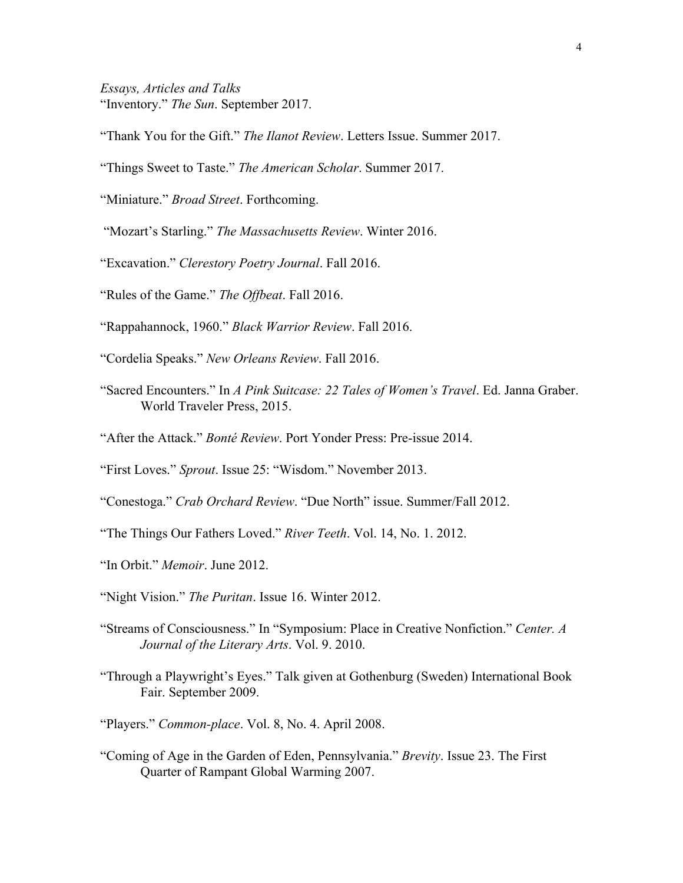*Essays, Articles and Talks*

"Inventory." *The Sun*. September 2017.

"Thank You for the Gift." *The Ilanot Review*. Letters Issue. Summer 2017.

"Things Sweet to Taste." *The American Scholar*. Summer 2017.

"Miniature." *Broad Street*. Forthcoming.

"Mozart's Starling." *The Massachusetts Review*. Winter 2016.

"Excavation." *Clerestory Poetry Journal*. Fall 2016.

"Rules of the Game." *The Offbeat*. Fall 2016.

"Rappahannock, 1960." *Black Warrior Review*. Fall 2016.

"Cordelia Speaks." *New Orleans Review*. Fall 2016.

"Sacred Encounters." In *A Pink Suitcase: 22 Tales of Women's Travel*. Ed. Janna Graber. World Traveler Press, 2015.

"After the Attack." *Bonté Review*. Port Yonder Press: Pre-issue 2014.

"First Loves." *Sprout*. Issue 25: "Wisdom." November 2013.

"Conestoga." *Crab Orchard Review*. "Due North" issue. Summer/Fall 2012.

"The Things Our Fathers Loved." *River Teeth*. Vol. 14, No. 1. 2012.

"In Orbit." *Memoir*. June 2012.

"Night Vision." *The Puritan*. Issue 16. Winter 2012.

"Streams of Consciousness." In "Symposium: Place in Creative Nonfiction." *Center. A Journal of the Literary Arts*. Vol. 9. 2010.

"Through a Playwright's Eyes." Talk given at Gothenburg (Sweden) International Book Fair. September 2009.

"Players." *Common-place*. Vol. 8, No. 4. April 2008.

"Coming of Age in the Garden of Eden, Pennsylvania." *Brevity*. Issue 23. The First Quarter of Rampant Global Warming 2007.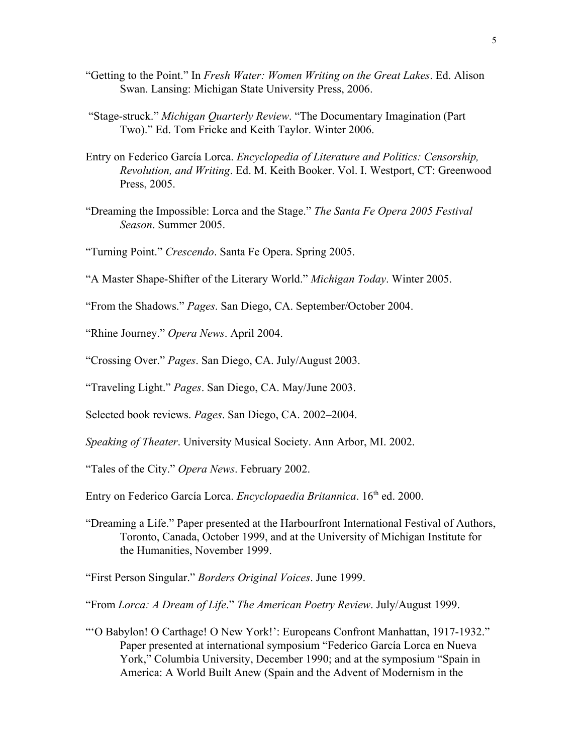"Getting to the Point." In *Fresh Water: Women Writing on the Great Lakes*. Ed. Alison Swan. Lansing: Michigan State University Press, 2006.

"Stage-struck." *Michigan Quarterly Review*. "The Documentary Imagination (Part Two)." Ed. Tom Fricke and Keith Taylor. Winter 2006.

Entry on Federico García Lorca. *Encyclopedia of Literature and Politics: Censorship, Revolution, and Writing*. Ed. M. Keith Booker. Vol. I. Westport, CT: Greenwood Press, 2005.

"Dreaming the Impossible: Lorca and the Stage." *The Santa Fe Opera 2005 Festival Season*. Summer 2005.

"Turning Point." *Crescendo*. Santa Fe Opera. Spring 2005.

"A Master Shape-Shifter of the Literary World." *Michigan Today*. Winter 2005.

"From the Shadows." *Pages*. San Diego, CA. September/October 2004.

"Rhine Journey." *Opera News*. April 2004.

"Crossing Over." *Pages*. San Diego, CA. July/August 2003.

"Traveling Light." *Pages*. San Diego, CA. May/June 2003.

Selected book reviews. *Pages*. San Diego, CA. 2002–2004.

*Speaking of Theater*. University Musical Society. Ann Arbor, MI. 2002.

"Tales of the City." *Opera News*. February 2002.

Entry on Federico García Lorca. *Encyclopaedia Britannica*. 16th ed. 2000.

"Dreaming a Life." Paper presented at the Harbourfront International Festival of Authors, Toronto, Canada, October 1999, and at the University of Michigan Institute for the Humanities, November 1999.

"First Person Singular." *Borders Original Voices*. June 1999.

"From *Lorca: A Dream of Life*." *The American Poetry Review*. July/August 1999.

"'O Babylon! O Carthage! O New York!': Europeans Confront Manhattan, 1917-1932." Paper presented at international symposium "Federico García Lorca en Nueva York," Columbia University, December 1990; and at the symposium "Spain in America: A World Built Anew (Spain and the Advent of Modernism in the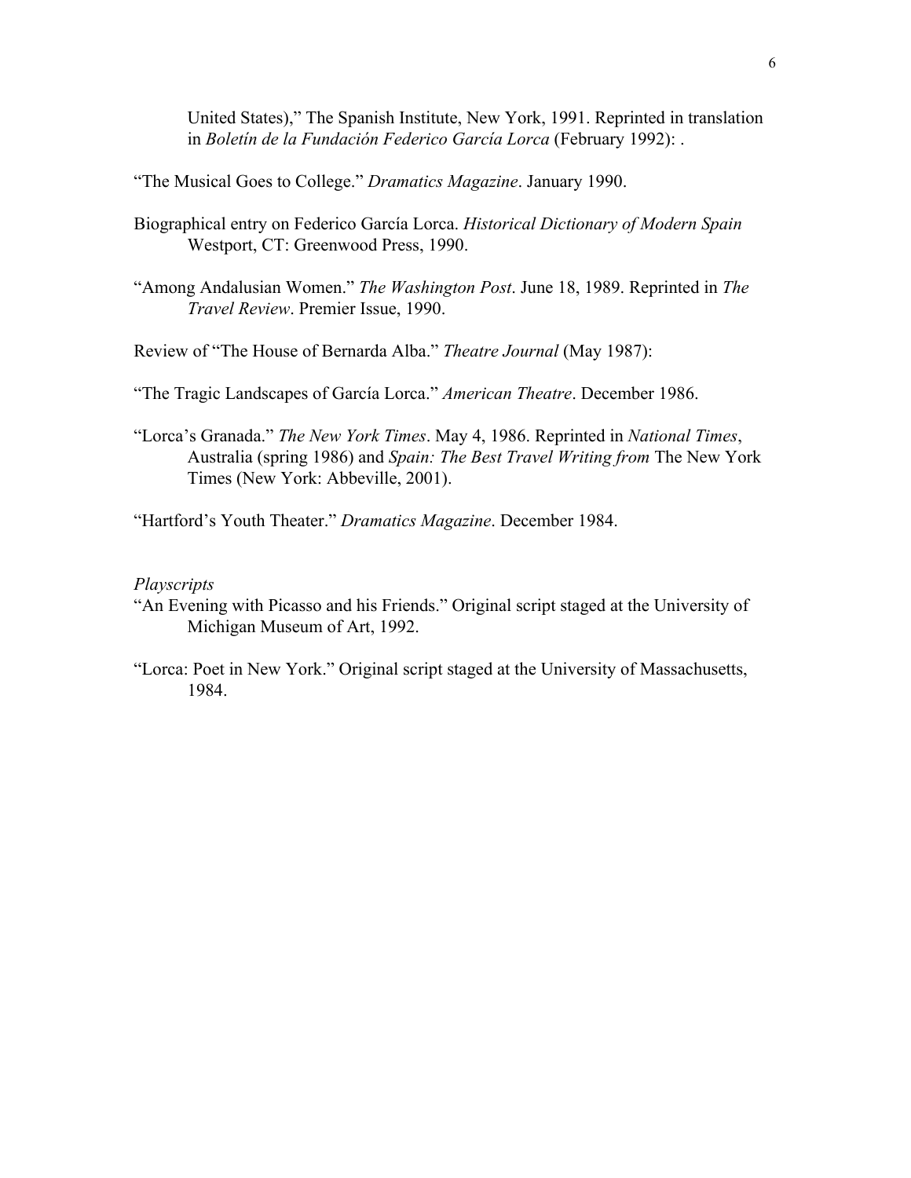United States)," The Spanish Institute, New York, 1991. Reprinted in translation in *Boletín de la Fundación Federico García Lorca* (February 1992): .

"The Musical Goes to College." *Dramatics Magazine*. January 1990.

Biographical entry on Federico García Lorca. *Historical Dictionary of Modern Spain* Westport, CT: Greenwood Press, 1990.

"Among Andalusian Women." *The Washington Post*. June 18, 1989. Reprinted in *The Travel Review*. Premier Issue, 1990.

Review of "The House of Bernarda Alba." *Theatre Journal* (May 1987):

"The Tragic Landscapes of García Lorca." *American Theatre*. December 1986.

"Lorca's Granada." *The New York Times*. May 4, 1986. Reprinted in *National Times*, Australia (spring 1986) and *Spain: The Best Travel Writing from* The New York Times (New York: Abbeville, 2001).

"Hartford's Youth Theater." *Dramatics Magazine*. December 1984.

*Playscripts*

"An Evening with Picasso and his Friends." Original script staged at the University of Michigan Museum of Art, 1992.

"Lorca: Poet in New York." Original script staged at the University of Massachusetts, 1984.